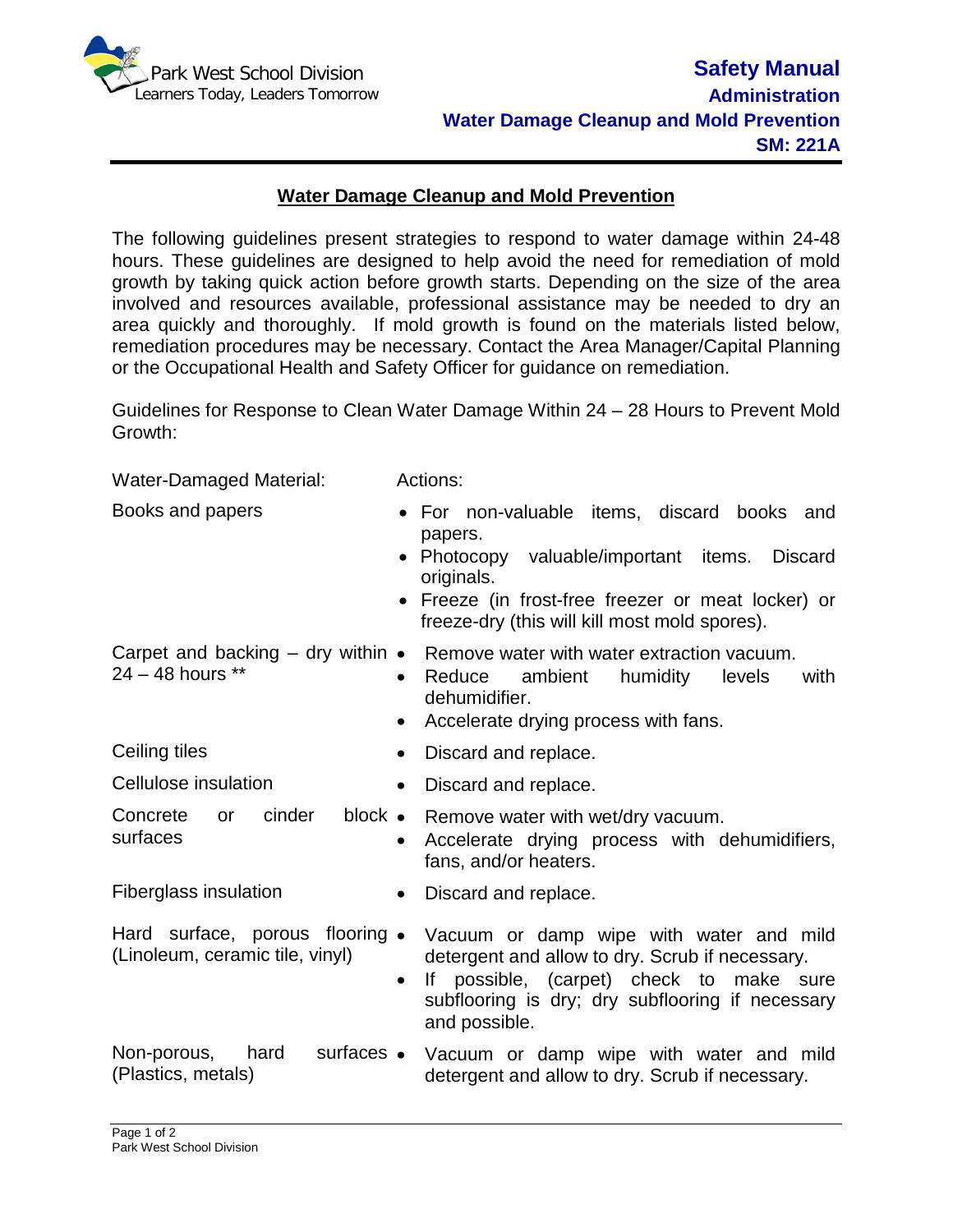Park West School Division
Learners Today, Leaders Tomorrow

**Safety Manual**
**Administration**
**Water Damage Cleanup and Mold Prevention**
**SM: 221A**

## Water Damage Cleanup and Mold Prevention

The following guidelines present strategies to respond to water damage within 24-48 hours. These guidelines are designed to help avoid the need for remediation of mold growth by taking quick action before growth starts. Depending on the size of the area involved and resources available, professional assistance may be needed to dry an area quickly and thoroughly. If mold growth is found on the materials listed below, remediation procedures may be necessary. Contact the Area Manager/Capital Planning or the Occupational Health and Safety Officer for guidance on remediation.

Guidelines for Response to Clean Water Damage Within 24 – 28 Hours to Prevent Mold Growth:

| Water-Damaged Material: | Actions: |
| --- | --- |
| Books and papers | • For non-valuable items, discard books and papers.<br>• Photocopy valuable/important items. Discard originals.<br>• Freeze (in frost-free freezer or meat locker) or freeze-dry (this will kill most mold spores). |
| Carpet and backing – dry within 24 – 48 hours ** | • Remove water with water extraction vacuum.<br>• Reduce ambient humidity levels with dehumidifier.<br>• Accelerate drying process with fans. |
| Ceiling tiles | • Discard and replace. |
| Cellulose insulation | • Discard and replace. |
| Concrete or cinder block surfaces | • Remove water with wet/dry vacuum.<br>• Accelerate drying process with dehumidifiers, fans, and/or heaters. |
| Fiberglass insulation | • Discard and replace. |
| Hard surface, porous flooring (Linoleum, ceramic tile, vinyl) | • Vacuum or damp wipe with water and mild detergent and allow to dry. Scrub if necessary.<br>• If possible, (carpet) check to make sure subflooring is dry; dry subflooring if necessary and possible. |
| Non-porous, hard surfaces (Plastics, metals) | • Vacuum or damp wipe with water and mild detergent and allow to dry. Scrub if necessary. |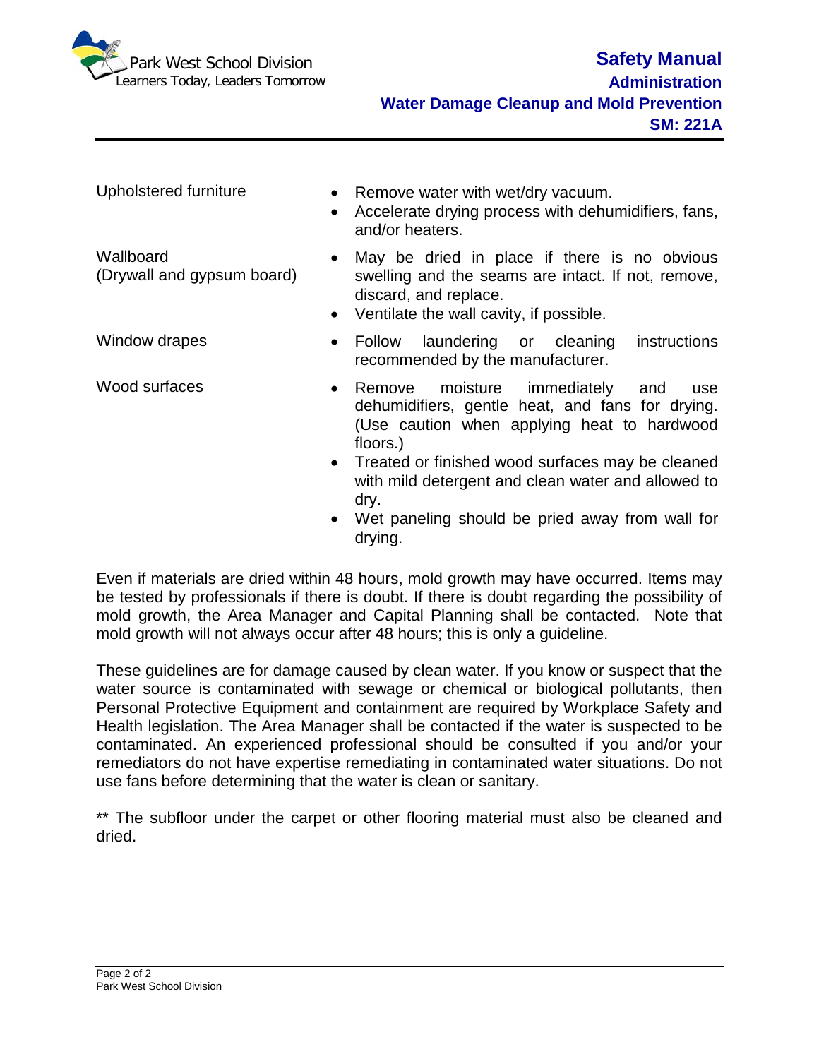| | |
|---|---|
| Upholstered furniture | • Remove water with wet/dry vacuum.<br>• Accelerate drying process with dehumidifiers, fans, and/or heaters. |
| Wallboard (Drywall and gypsum board) | • May be dried in place if there is no obvious swelling and the seams are intact. If not, remove, discard, and replace.<br>• Ventilate the wall cavity, if possible. |
| Window drapes | • Follow laundering or cleaning instructions recommended by the manufacturer. |
| Wood surfaces | • Remove moisture immediately and use dehumidifiers, gentle heat, and fans for drying. (Use caution when applying heat to hardwood floors.)<br>• Treated or finished wood surfaces may be cleaned with mild detergent and clean water and allowed to dry.<br>• Wet paneling should be pried away from wall for drying. |

Even if materials are dried within 48 hours, mold growth may have occurred. Items may be tested by professionals if there is doubt. If there is doubt regarding the possibility of mold growth, the Area Manager and Capital Planning shall be contacted. Note that mold growth will not always occur after 48 hours; this is only a guideline.

These guidelines are for damage caused by clean water. If you know or suspect that the water source is contaminated with sewage or chemical or biological pollutants, then Personal Protective Equipment and containment are required by Workplace Safety and Health legislation. The Area Manager shall be contacted if the water is suspected to be contaminated. An experienced professional should be consulted if you and/or your remediators do not have expertise remediating in contaminated water situations. Do not use fans before determining that the water is clean or sanitary.

** The subfloor under the carpet or other flooring material must also be cleaned and dried.